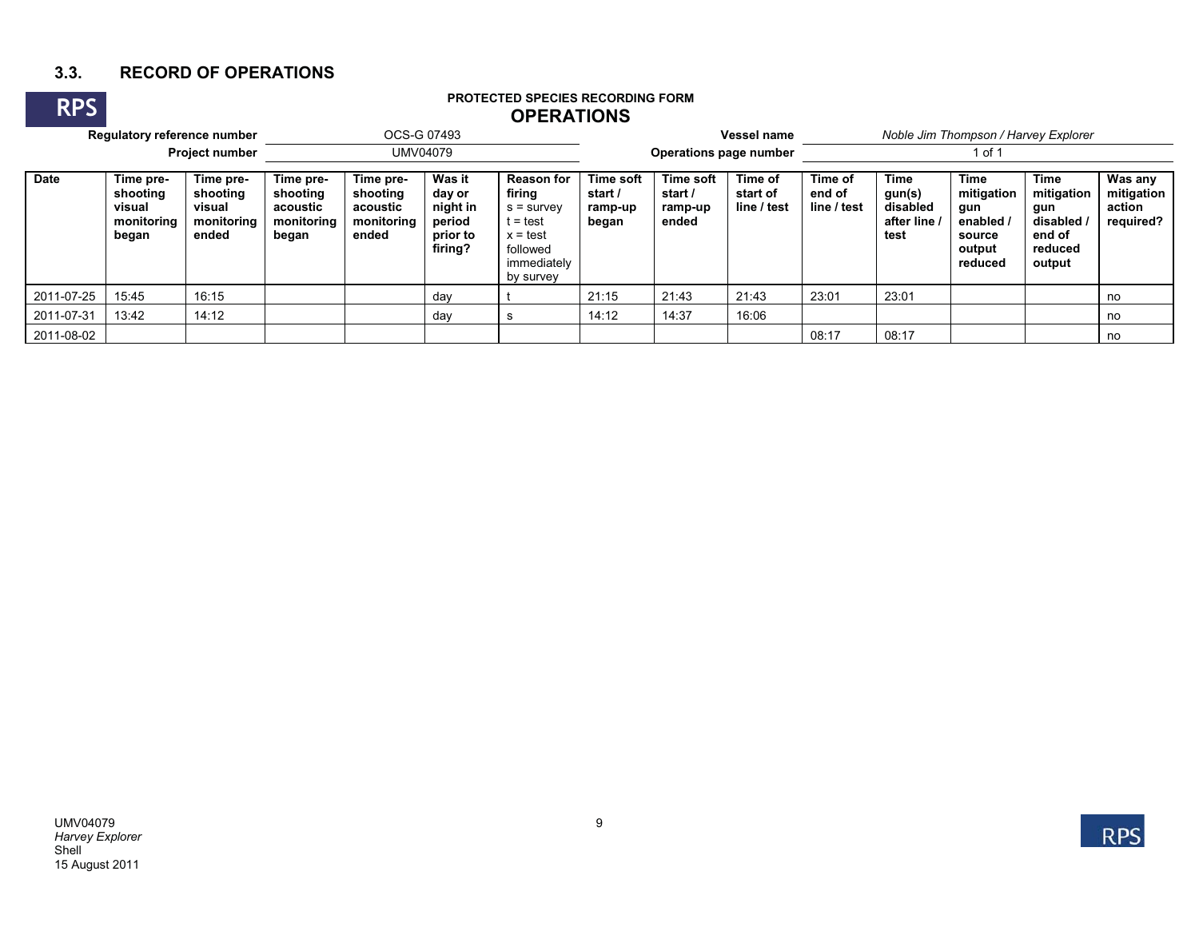## 3.3. RECORD OF OPERATIONS

**PROTECTED SPECIES RECORDING FORM**

**OPERATIONS**

| **Regulatory reference number** | OCS-G 07493 | **Vessel name** | *Noble Jim Thompson / Harvey Explorer* |
|---|---|---|---|
| **Project number** | UMV04079 | **Operations page number** | 1 of 1 |

| Date | Time pre-shooting visual monitoring began | Time pre-shooting visual monitoring ended | Time pre-shooting acoustic monitoring began | Time pre-shooting acoustic monitoring ended | Was it day or night in period prior to firing? | Reason for firing s = survey t = test x = test followed immediately by survey | Time soft start / ramp-up began | Time soft start / ramp-up ended | Time of start of line / test | Time of end of line / test | Time gun(s) disabled after line / test | Time mitigation gun enabled / source output reduced | Time mitigation gun disabled / end of reduced output | Was any mitigation action required? |
|---|---|---|---|---|---|---|---|---|---|---|---|---|---|---|
| 2011-07-25 | 15:45 | 16:15 | | | day | t | 21:15 | 21:43 | 21:43 | 23:01 | 23:01 | | | no |
| 2011-07-31 | 13:42 | 14:12 | | | day | s | 14:12 | 14:37 | 16:06 | | | | | no |
| 2011-08-02 | | | | | | | | | | 08:17 | 08:17 | | | no |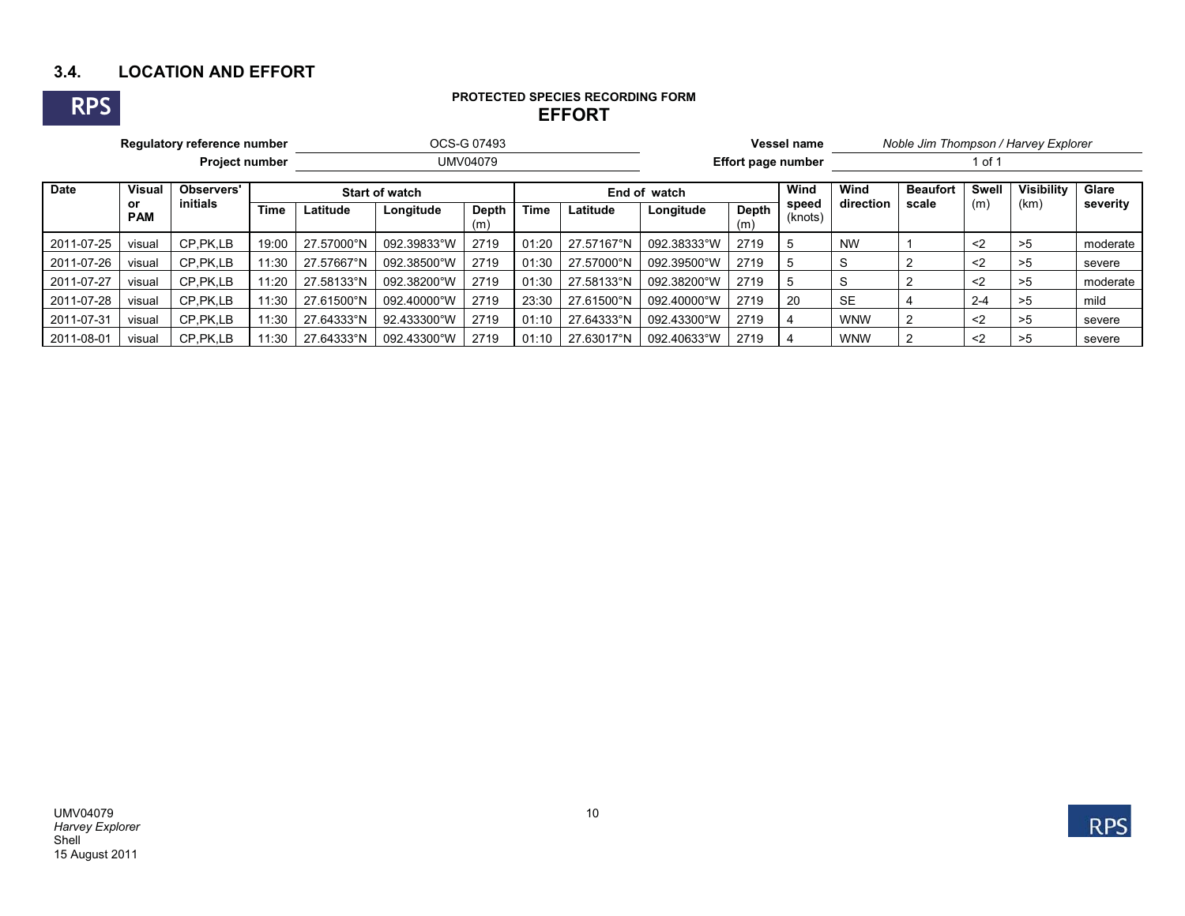### 3.4. LOCATION AND EFFORT

RPS

**PROTECTED SPECIES RECORDING FORM**

**EFFORT**

**Regulatory reference number** OCS-G 07493

**Project number** UMV04079

**Vessel name** *Noble Jim Thompson / Harvey Explorer*

**Effort page number** 1 of 1

| Date | Visual or PAM | Observers' initials | Start of watch | | | | End of watch | | | | Wind speed (knots) | Wind direction | Beaufort scale | Swell (m) | Visibility (km) | Glare severity |
|---|---|---|---|---|---|---|---|---|---|---|---|---|---|---|---|---|
| | | | Time | Latitude | Longitude | Depth (m) | Time | Latitude | Longitude | Depth (m) | | | | | | |
| 2011-07-25 | visual | CP,PK,LB | 19:00 | 27.57000°N | 092.39833°W | 2719 | 01:20 | 27.57167°N | 092.38333°W | 2719 | 5 | NW | 1 | <2 | >5 | moderate |
| 2011-07-26 | visual | CP,PK,LB | 11:30 | 27.57667°N | 092.38500°W | 2719 | 01:30 | 27.57000°N | 092.39500°W | 2719 | 5 | S | 2 | <2 | >5 | severe |
| 2011-07-27 | visual | CP,PK,LB | 11:20 | 27.58133°N | 092.38200°W | 2719 | 01:30 | 27.58133°N | 092.38200°W | 2719 | 5 | S | 2 | <2 | >5 | moderate |
| 2011-07-28 | visual | CP,PK,LB | 11:30 | 27.61500°N | 092.40000°W | 2719 | 23:30 | 27.61500°N | 092.40000°W | 2719 | 20 | SE | 4 | 2-4 | >5 | mild |
| 2011-07-31 | visual | CP,PK,LB | 11:30 | 27.64333°N | 92.433300°W | 2719 | 01:10 | 27.64333°N | 092.43300°W | 2719 | 4 | WNW | 2 | <2 | >5 | severe |
| 2011-08-01 | visual | CP,PK,LB | 11:30 | 27.64333°N | 092.43300°W | 2719 | 01:10 | 27.63017°N | 092.40633°W | 2719 | 4 | WNW | 2 | <2 | >5 | severe |